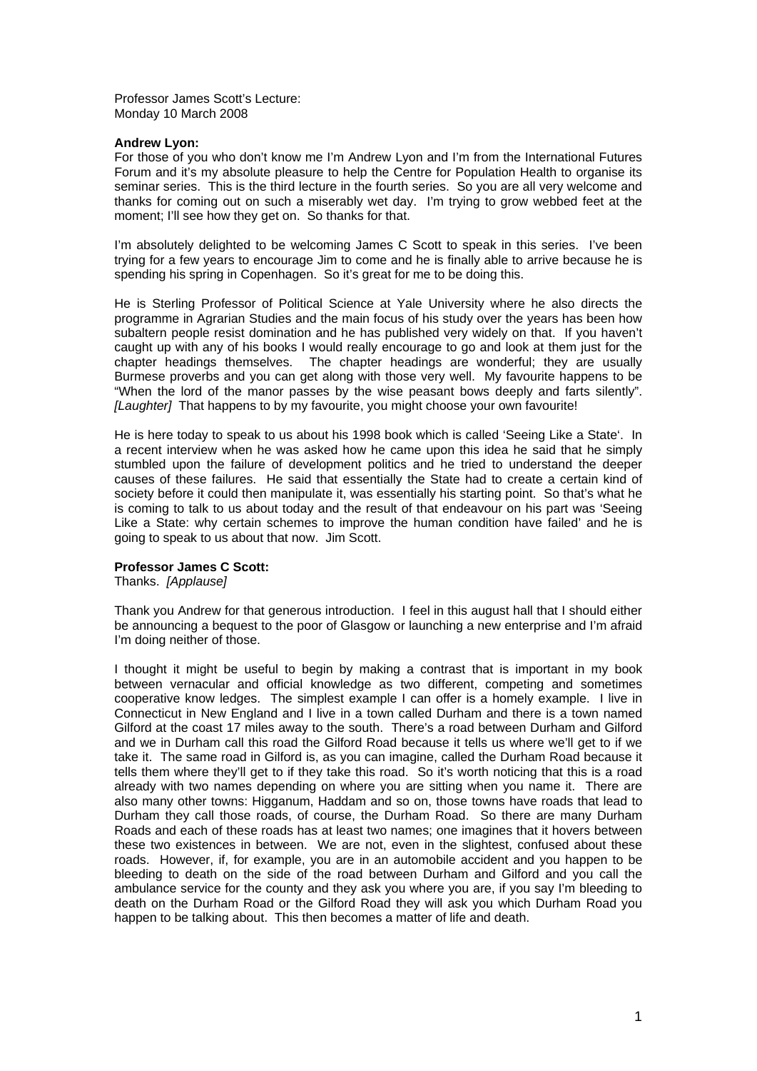Professor James Scott's Lecture:
Monday 10 March 2008

**Andrew Lyon:**
For those of you who don't know me I'm Andrew Lyon and I'm from the International Futures Forum and it's my absolute pleasure to help the Centre for Population Health to organise its seminar series. This is the third lecture in the fourth series. So you are all very welcome and thanks for coming out on such a miserably wet day. I'm trying to grow webbed feet at the moment; I'll see how they get on. So thanks for that.

I'm absolutely delighted to be welcoming James C Scott to speak in this series. I've been trying for a few years to encourage Jim to come and he is finally able to arrive because he is spending his spring in Copenhagen. So it's great for me to be doing this.

He is Sterling Professor of Political Science at Yale University where he also directs the programme in Agrarian Studies and the main focus of his study over the years has been how subaltern people resist domination and he has published very widely on that. If you haven't caught up with any of his books I would really encourage to go and look at them just for the chapter headings themselves. The chapter headings are wonderful; they are usually Burmese proverbs and you can get along with those very well. My favourite happens to be "When the lord of the manor passes by the wise peasant bows deeply and farts silently". *[Laughter]* That happens to by my favourite, you might choose your own favourite!

He is here today to speak to us about his 1998 book which is called 'Seeing Like a State'. In a recent interview when he was asked how he came upon this idea he said that he simply stumbled upon the failure of development politics and he tried to understand the deeper causes of these failures. He said that essentially the State had to create a certain kind of society before it could then manipulate it, was essentially his starting point. So that's what he is coming to talk to us about today and the result of that endeavour on his part was 'Seeing Like a State: why certain schemes to improve the human condition have failed' and he is going to speak to us about that now. Jim Scott.

**Professor James C Scott:**
Thanks. *[Applause]*

Thank you Andrew for that generous introduction. I feel in this august hall that I should either be announcing a bequest to the poor of Glasgow or launching a new enterprise and I'm afraid I'm doing neither of those.

I thought it might be useful to begin by making a contrast that is important in my book between vernacular and official knowledge as two different, competing and sometimes cooperative know ledges. The simplest example I can offer is a homely example. I live in Connecticut in New England and I live in a town called Durham and there is a town named Gilford at the coast 17 miles away to the south. There's a road between Durham and Gilford and we in Durham call this road the Gilford Road because it tells us where we'll get to if we take it. The same road in Gilford is, as you can imagine, called the Durham Road because it tells them where they'll get to if they take this road. So it's worth noticing that this is a road already with two names depending on where you are sitting when you name it. There are also many other towns: Higganum, Haddam and so on, those towns have roads that lead to Durham they call those roads, of course, the Durham Road. So there are many Durham Roads and each of these roads has at least two names; one imagines that it hovers between these two existences in between. We are not, even in the slightest, confused about these roads. However, if, for example, you are in an automobile accident and you happen to be bleeding to death on the side of the road between Durham and Gilford and you call the ambulance service for the county and they ask you where you are, if you say I'm bleeding to death on the Durham Road or the Gilford Road they will ask you which Durham Road you happen to be talking about. This then becomes a matter of life and death.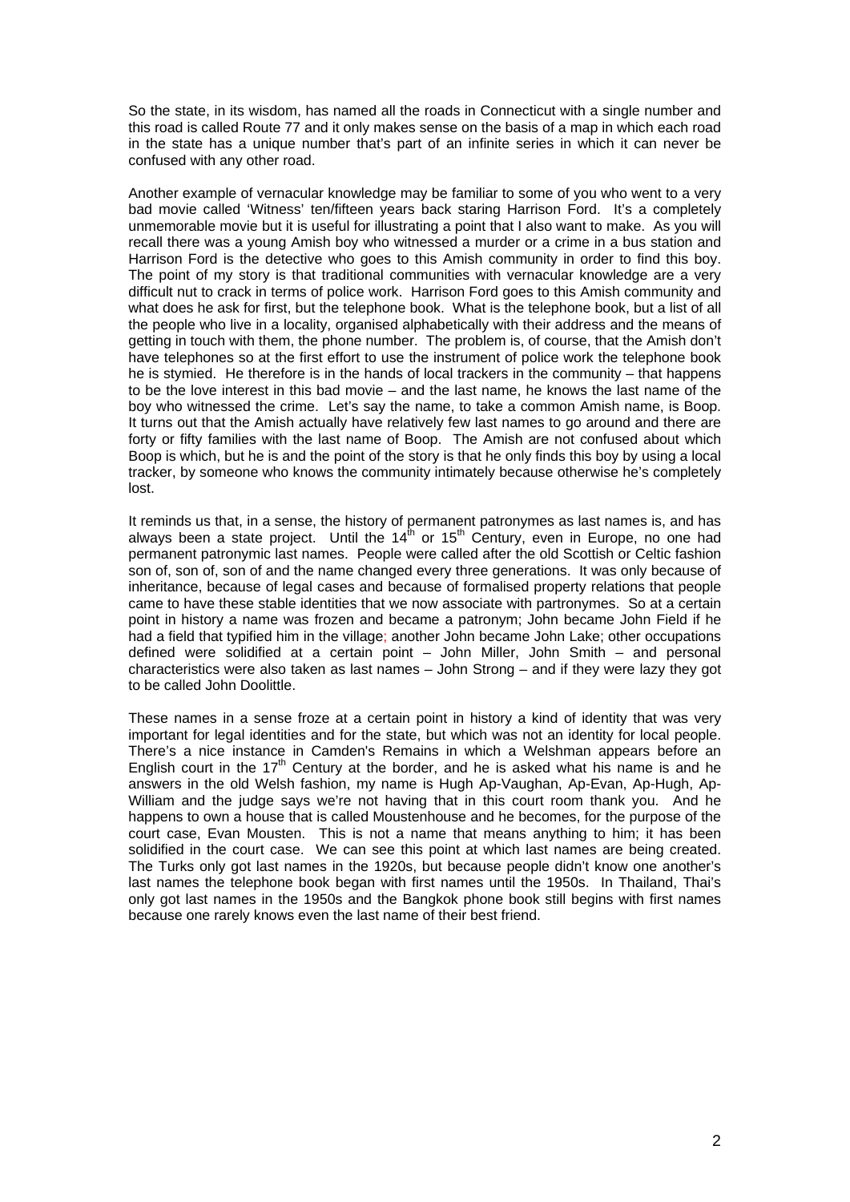So the state, in its wisdom, has named all the roads in Connecticut with a single number and this road is called Route 77 and it only makes sense on the basis of a map in which each road in the state has a unique number that's part of an infinite series in which it can never be confused with any other road.

Another example of vernacular knowledge may be familiar to some of you who went to a very bad movie called 'Witness' ten/fifteen years back staring Harrison Ford. It's a completely unmemorable movie but it is useful for illustrating a point that I also want to make. As you will recall there was a young Amish boy who witnessed a murder or a crime in a bus station and Harrison Ford is the detective who goes to this Amish community in order to find this boy. The point of my story is that traditional communities with vernacular knowledge are a very difficult nut to crack in terms of police work. Harrison Ford goes to this Amish community and what does he ask for first, but the telephone book. What is the telephone book, but a list of all the people who live in a locality, organised alphabetically with their address and the means of getting in touch with them, the phone number. The problem is, of course, that the Amish don't have telephones so at the first effort to use the instrument of police work the telephone book he is stymied. He therefore is in the hands of local trackers in the community – that happens to be the love interest in this bad movie – and the last name, he knows the last name of the boy who witnessed the crime. Let's say the name, to take a common Amish name, is Boop. It turns out that the Amish actually have relatively few last names to go around and there are forty or fifty families with the last name of Boop. The Amish are not confused about which Boop is which, but he is and the point of the story is that he only finds this boy by using a local tracker, by someone who knows the community intimately because otherwise he's completely lost.

It reminds us that, in a sense, the history of permanent patronymes as last names is, and has always been a state project. Until the 14th or 15th Century, even in Europe, no one had permanent patronymic last names. People were called after the old Scottish or Celtic fashion son of, son of, son of and the name changed every three generations. It was only because of inheritance, because of legal cases and because of formalised property relations that people came to have these stable identities that we now associate with partronymes. So at a certain point in history a name was frozen and became a patronym; John became John Field if he had a field that typified him in the village; another John became John Lake; other occupations defined were solidified at a certain point – John Miller, John Smith – and personal characteristics were also taken as last names – John Strong – and if they were lazy they got to be called John Doolittle.

These names in a sense froze at a certain point in history a kind of identity that was very important for legal identities and for the state, but which was not an identity for local people. There's a nice instance in Camden's Remains in which a Welshman appears before an English court in the 17th Century at the border, and he is asked what his name is and he answers in the old Welsh fashion, my name is Hugh Ap-Vaughan, Ap-Evan, Ap-Hugh, Ap-William and the judge says we're not having that in this court room thank you. And he happens to own a house that is called Moustenhouse and he becomes, for the purpose of the court case, Evan Mousten. This is not a name that means anything to him; it has been solidified in the court case. We can see this point at which last names are being created. The Turks only got last names in the 1920s, but because people didn't know one another's last names the telephone book began with first names until the 1950s. In Thailand, Thai's only got last names in the 1950s and the Bangkok phone book still begins with first names because one rarely knows even the last name of their best friend.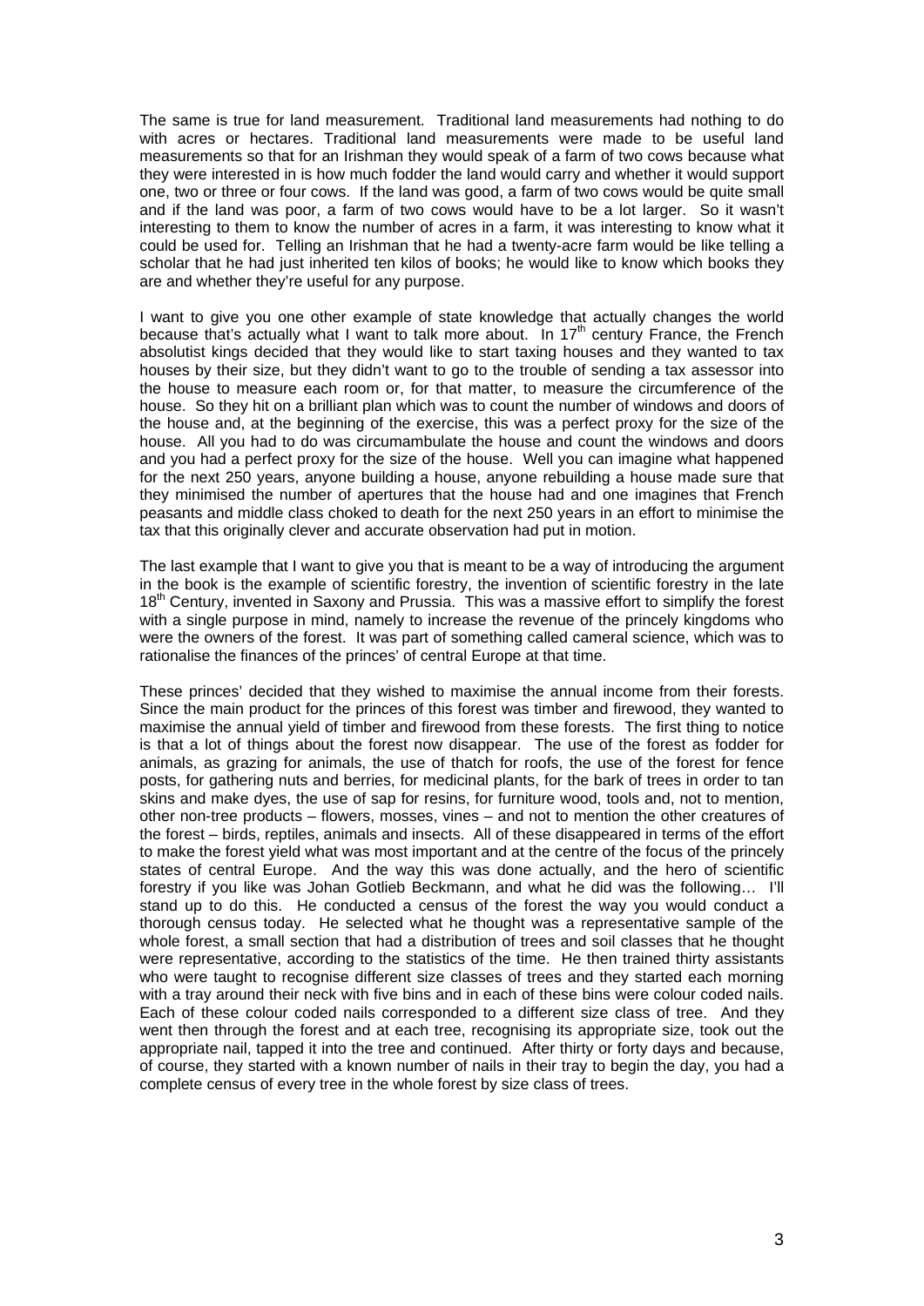The same is true for land measurement. Traditional land measurements had nothing to do with acres or hectares. Traditional land measurements were made to be useful land measurements so that for an Irishman they would speak of a farm of two cows because what they were interested in is how much fodder the land would carry and whether it would support one, two or three or four cows. If the land was good, a farm of two cows would be quite small and if the land was poor, a farm of two cows would have to be a lot larger. So it wasn't interesting to them to know the number of acres in a farm, it was interesting to know what it could be used for. Telling an Irishman that he had a twenty-acre farm would be like telling a scholar that he had just inherited ten kilos of books; he would like to know which books they are and whether they're useful for any purpose.

I want to give you one other example of state knowledge that actually changes the world because that's actually what I want to talk more about. In 17th century France, the French absolutist kings decided that they would like to start taxing houses and they wanted to tax houses by their size, but they didn't want to go to the trouble of sending a tax assessor into the house to measure each room or, for that matter, to measure the circumference of the house. So they hit on a brilliant plan which was to count the number of windows and doors of the house and, at the beginning of the exercise, this was a perfect proxy for the size of the house. All you had to do was circumambulate the house and count the windows and doors and you had a perfect proxy for the size of the house. Well you can imagine what happened for the next 250 years, anyone building a house, anyone rebuilding a house made sure that they minimised the number of apertures that the house had and one imagines that French peasants and middle class choked to death for the next 250 years in an effort to minimise the tax that this originally clever and accurate observation had put in motion.

The last example that I want to give you that is meant to be a way of introducing the argument in the book is the example of scientific forestry, the invention of scientific forestry in the late 18th Century, invented in Saxony and Prussia. This was a massive effort to simplify the forest with a single purpose in mind, namely to increase the revenue of the princely kingdoms who were the owners of the forest. It was part of something called cameral science, which was to rationalise the finances of the princes' of central Europe at that time.

These princes' decided that they wished to maximise the annual income from their forests. Since the main product for the princes of this forest was timber and firewood, they wanted to maximise the annual yield of timber and firewood from these forests. The first thing to notice is that a lot of things about the forest now disappear. The use of the forest as fodder for animals, as grazing for animals, the use of thatch for roofs, the use of the forest for fence posts, for gathering nuts and berries, for medicinal plants, for the bark of trees in order to tan skins and make dyes, the use of sap for resins, for furniture wood, tools and, not to mention, other non-tree products – flowers, mosses, vines – and not to mention the other creatures of the forest – birds, reptiles, animals and insects. All of these disappeared in terms of the effort to make the forest yield what was most important and at the centre of the focus of the princely states of central Europe. And the way this was done actually, and the hero of scientific forestry if you like was Johan Gotlieb Beckmann, and what he did was the following… I'll stand up to do this. He conducted a census of the forest the way you would conduct a thorough census today. He selected what he thought was a representative sample of the whole forest, a small section that had a distribution of trees and soil classes that he thought were representative, according to the statistics of the time. He then trained thirty assistants who were taught to recognise different size classes of trees and they started each morning with a tray around their neck with five bins and in each of these bins were colour coded nails. Each of these colour coded nails corresponded to a different size class of tree. And they went then through the forest and at each tree, recognising its appropriate size, took out the appropriate nail, tapped it into the tree and continued. After thirty or forty days and because, of course, they started with a known number of nails in their tray to begin the day, you had a complete census of every tree in the whole forest by size class of trees.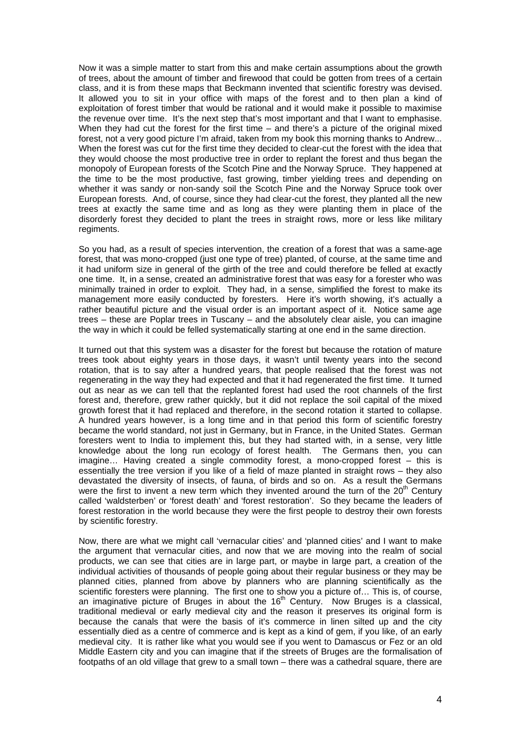Now it was a simple matter to start from this and make certain assumptions about the growth of trees, about the amount of timber and firewood that could be gotten from trees of a certain class, and it is from these maps that Beckmann invented that scientific forestry was devised. It allowed you to sit in your office with maps of the forest and to then plan a kind of exploitation of forest timber that would be rational and it would make it possible to maximise the revenue over time. It's the next step that's most important and that I want to emphasise. When they had cut the forest for the first time – and there's a picture of the original mixed forest, not a very good picture I'm afraid, taken from my book this morning thanks to Andrew... When the forest was cut for the first time they decided to clear-cut the forest with the idea that they would choose the most productive tree in order to replant the forest and thus began the monopoly of European forests of the Scotch Pine and the Norway Spruce. They happened at the time to be the most productive, fast growing, timber yielding trees and depending on whether it was sandy or non-sandy soil the Scotch Pine and the Norway Spruce took over European forests. And, of course, since they had clear-cut the forest, they planted all the new trees at exactly the same time and as long as they were planting them in place of the disorderly forest they decided to plant the trees in straight rows, more or less like military regiments.

So you had, as a result of species intervention, the creation of a forest that was a same-age forest, that was mono-cropped (just one type of tree) planted, of course, at the same time and it had uniform size in general of the girth of the tree and could therefore be felled at exactly one time. It, in a sense, created an administrative forest that was easy for a forester who was minimally trained in order to exploit. They had, in a sense, simplified the forest to make its management more easily conducted by foresters. Here it's worth showing, it's actually a rather beautiful picture and the visual order is an important aspect of it. Notice same age trees – these are Poplar trees in Tuscany – and the absolutely clear aisle, you can imagine the way in which it could be felled systematically starting at one end in the same direction.

It turned out that this system was a disaster for the forest but because the rotation of mature trees took about eighty years in those days, it wasn't until twenty years into the second rotation, that is to say after a hundred years, that people realised that the forest was not regenerating in the way they had expected and that it had regenerated the first time. It turned out as near as we can tell that the replanted forest had used the root channels of the first forest and, therefore, grew rather quickly, but it did not replace the soil capital of the mixed growth forest that it had replaced and therefore, in the second rotation it started to collapse. A hundred years however, is a long time and in that period this form of scientific forestry became the world standard, not just in Germany, but in France, in the United States. German foresters went to India to implement this, but they had started with, in a sense, very little knowledge about the long run ecology of forest health. The Germans then, you can imagine… Having created a single commodity forest, a mono-cropped forest – this is essentially the tree version if you like of a field of maze planted in straight rows – they also devastated the diversity of insects, of fauna, of birds and so on. As a result the Germans were the first to invent a new term which they invented around the turn of the 20th Century called 'waldsterben' or 'forest death' and 'forest restoration'. So they became the leaders of forest restoration in the world because they were the first people to destroy their own forests by scientific forestry.

Now, there are what we might call 'vernacular cities' and 'planned cities' and I want to make the argument that vernacular cities, and now that we are moving into the realm of social products, we can see that cities are in large part, or maybe in large part, a creation of the individual activities of thousands of people going about their regular business or they may be planned cities, planned from above by planners who are planning scientifically as the scientific foresters were planning. The first one to show you a picture of… This is, of course, an imaginative picture of Bruges in about the 16th Century. Now Bruges is a classical, traditional medieval or early medieval city and the reason it preserves its original form is because the canals that were the basis of it's commerce in linen silted up and the city essentially died as a centre of commerce and is kept as a kind of gem, if you like, of an early medieval city. It is rather like what you would see if you went to Damascus or Fez or an old Middle Eastern city and you can imagine that if the streets of Bruges are the formalisation of footpaths of an old village that grew to a small town – there was a cathedral square, there are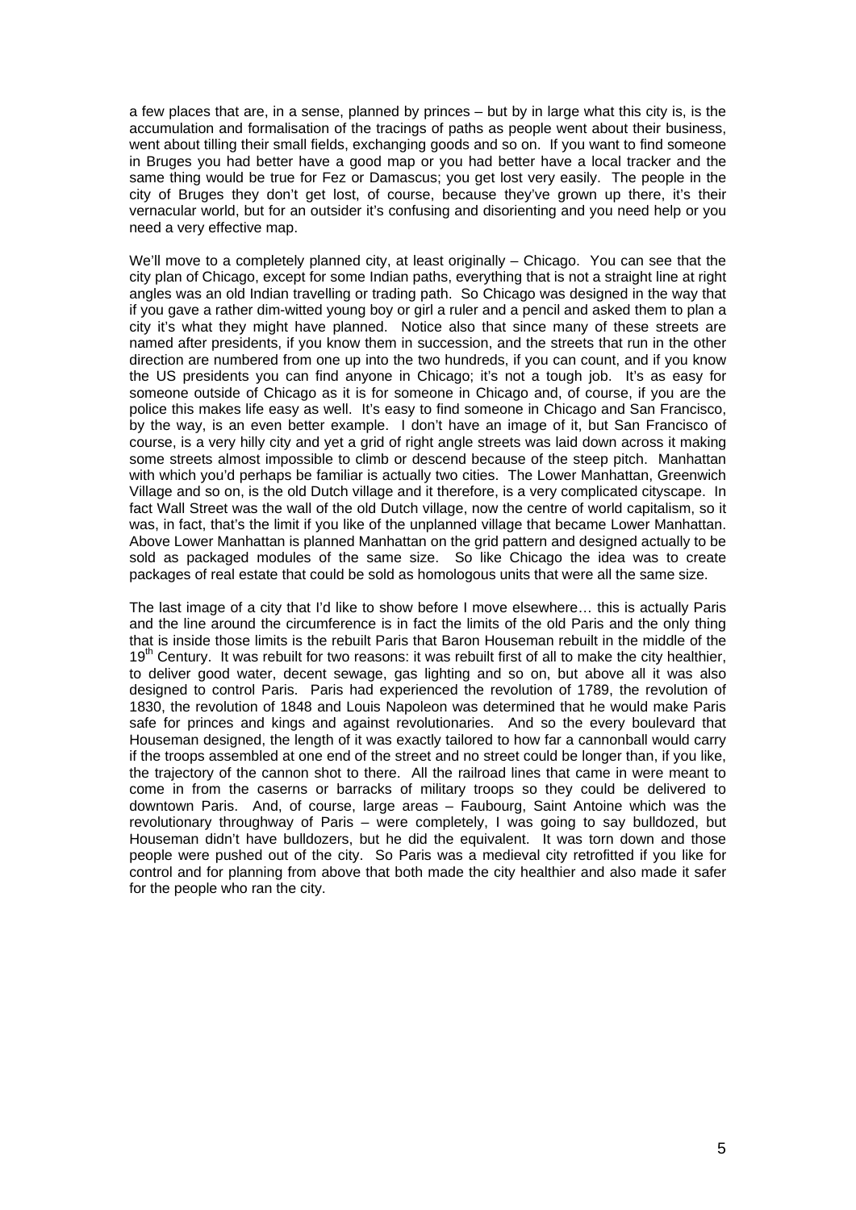a few places that are, in a sense, planned by princes – but by in large what this city is, is the accumulation and formalisation of the tracings of paths as people went about their business, went about tilling their small fields, exchanging goods and so on. If you want to find someone in Bruges you had better have a good map or you had better have a local tracker and the same thing would be true for Fez or Damascus; you get lost very easily. The people in the city of Bruges they don't get lost, of course, because they've grown up there, it's their vernacular world, but for an outsider it's confusing and disorienting and you need help or you need a very effective map.

We'll move to a completely planned city, at least originally – Chicago. You can see that the city plan of Chicago, except for some Indian paths, everything that is not a straight line at right angles was an old Indian travelling or trading path. So Chicago was designed in the way that if you gave a rather dim-witted young boy or girl a ruler and a pencil and asked them to plan a city it's what they might have planned. Notice also that since many of these streets are named after presidents, if you know them in succession, and the streets that run in the other direction are numbered from one up into the two hundreds, if you can count, and if you know the US presidents you can find anyone in Chicago; it's not a tough job. It's as easy for someone outside of Chicago as it is for someone in Chicago and, of course, if you are the police this makes life easy as well. It's easy to find someone in Chicago and San Francisco, by the way, is an even better example. I don't have an image of it, but San Francisco of course, is a very hilly city and yet a grid of right angle streets was laid down across it making some streets almost impossible to climb or descend because of the steep pitch. Manhattan with which you'd perhaps be familiar is actually two cities. The Lower Manhattan, Greenwich Village and so on, is the old Dutch village and it therefore, is a very complicated cityscape. In fact Wall Street was the wall of the old Dutch village, now the centre of world capitalism, so it was, in fact, that's the limit if you like of the unplanned village that became Lower Manhattan. Above Lower Manhattan is planned Manhattan on the grid pattern and designed actually to be sold as packaged modules of the same size. So like Chicago the idea was to create packages of real estate that could be sold as homologous units that were all the same size.

The last image of a city that I'd like to show before I move elsewhere… this is actually Paris and the line around the circumference is in fact the limits of the old Paris and the only thing that is inside those limits is the rebuilt Paris that Baron Houseman rebuilt in the middle of the 19th Century. It was rebuilt for two reasons: it was rebuilt first of all to make the city healthier, to deliver good water, decent sewage, gas lighting and so on, but above all it was also designed to control Paris. Paris had experienced the revolution of 1789, the revolution of 1830, the revolution of 1848 and Louis Napoleon was determined that he would make Paris safe for princes and kings and against revolutionaries. And so the every boulevard that Houseman designed, the length of it was exactly tailored to how far a cannonball would carry if the troops assembled at one end of the street and no street could be longer than, if you like, the trajectory of the cannon shot to there. All the railroad lines that came in were meant to come in from the caserns or barracks of military troops so they could be delivered to downtown Paris. And, of course, large areas – Faubourg, Saint Antoine which was the revolutionary throughway of Paris – were completely, I was going to say bulldozed, but Houseman didn't have bulldozers, but he did the equivalent. It was torn down and those people were pushed out of the city. So Paris was a medieval city retrofitted if you like for control and for planning from above that both made the city healthier and also made it safer for the people who ran the city.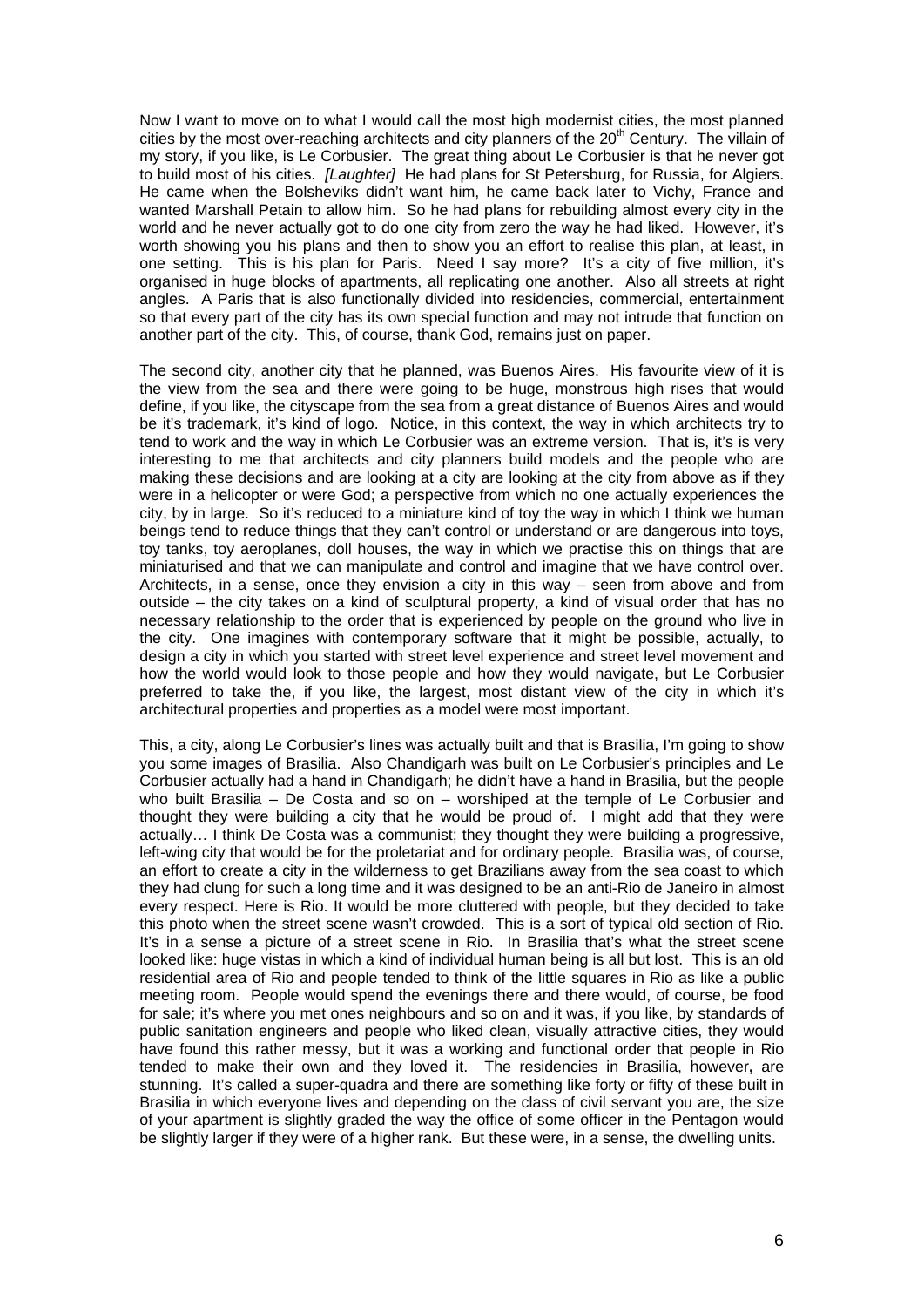Now I want to move on to what I would call the most high modernist cities, the most planned cities by the most over-reaching architects and city planners of the 20th Century. The villain of my story, if you like, is Le Corbusier. The great thing about Le Corbusier is that he never got to build most of his cities. *[Laughter]* He had plans for St Petersburg, for Russia, for Algiers. He came when the Bolsheviks didn't want him, he came back later to Vichy, France and wanted Marshall Petain to allow him. So he had plans for rebuilding almost every city in the world and he never actually got to do one city from zero the way he had liked. However, it's worth showing you his plans and then to show you an effort to realise this plan, at least, in one setting. This is his plan for Paris. Need I say more? It's a city of five million, it's organised in huge blocks of apartments, all replicating one another. Also all streets at right angles. A Paris that is also functionally divided into residencies, commercial, entertainment so that every part of the city has its own special function and may not intrude that function on another part of the city. This, of course, thank God, remains just on paper.

The second city, another city that he planned, was Buenos Aires. His favourite view of it is the view from the sea and there were going to be huge, monstrous high rises that would define, if you like, the cityscape from the sea from a great distance of Buenos Aires and would be it's trademark, it's kind of logo. Notice, in this context, the way in which architects try to tend to work and the way in which Le Corbusier was an extreme version. That is, it's is very interesting to me that architects and city planners build models and the people who are making these decisions and are looking at a city are looking at the city from above as if they were in a helicopter or were God; a perspective from which no one actually experiences the city, by in large. So it's reduced to a miniature kind of toy the way in which I think we human beings tend to reduce things that they can't control or understand or are dangerous into toys, toy tanks, toy aeroplanes, doll houses, the way in which we practise this on things that are miniaturised and that we can manipulate and control and imagine that we have control over. Architects, in a sense, once they envision a city in this way – seen from above and from outside – the city takes on a kind of sculptural property, a kind of visual order that has no necessary relationship to the order that is experienced by people on the ground who live in the city. One imagines with contemporary software that it might be possible, actually, to design a city in which you started with street level experience and street level movement and how the world would look to those people and how they would navigate, but Le Corbusier preferred to take the, if you like, the largest, most distant view of the city in which it's architectural properties and properties as a model were most important.

This, a city, along Le Corbusier's lines was actually built and that is Brasilia, I'm going to show you some images of Brasilia. Also Chandigarh was built on Le Corbusier's principles and Le Corbusier actually had a hand in Chandigarh; he didn't have a hand in Brasilia, but the people who built Brasilia – De Costa and so on – worshiped at the temple of Le Corbusier and thought they were building a city that he would be proud of. I might add that they were actually… I think De Costa was a communist; they thought they were building a progressive, left-wing city that would be for the proletariat and for ordinary people. Brasilia was, of course, an effort to create a city in the wilderness to get Brazilians away from the sea coast to which they had clung for such a long time and it was designed to be an anti-Rio de Janeiro in almost every respect. Here is Rio. It would be more cluttered with people, but they decided to take this photo when the street scene wasn't crowded. This is a sort of typical old section of Rio. It's in a sense a picture of a street scene in Rio. In Brasilia that's what the street scene looked like: huge vistas in which a kind of individual human being is all but lost. This is an old residential area of Rio and people tended to think of the little squares in Rio as like a public meeting room. People would spend the evenings there and there would, of course, be food for sale; it's where you met ones neighbours and so on and it was, if you like, by standards of public sanitation engineers and people who liked clean, visually attractive cities, they would have found this rather messy, but it was a working and functional order that people in Rio tended to make their own and they loved it. The residencies in Brasilia, however**,** are stunning. It's called a super-quadra and there are something like forty or fifty of these built in Brasilia in which everyone lives and depending on the class of civil servant you are, the size of your apartment is slightly graded the way the office of some officer in the Pentagon would be slightly larger if they were of a higher rank. But these were, in a sense, the dwelling units.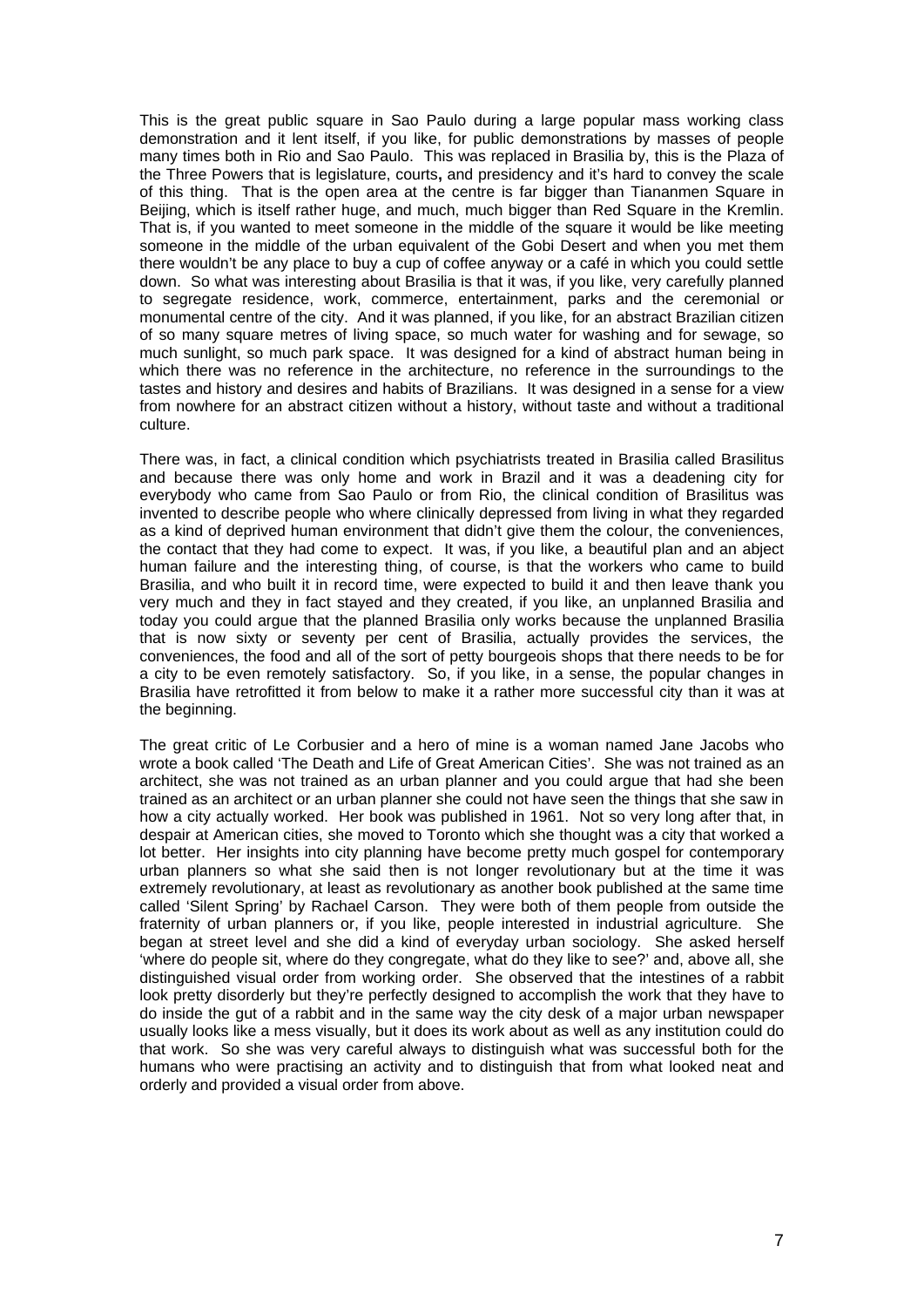This is the great public square in Sao Paulo during a large popular mass working class demonstration and it lent itself, if you like, for public demonstrations by masses of people many times both in Rio and Sao Paulo. This was replaced in Brasilia by, this is the Plaza of the Three Powers that is legislature, courts**,** and presidency and it's hard to convey the scale of this thing. That is the open area at the centre is far bigger than Tiananmen Square in Beijing, which is itself rather huge, and much, much bigger than Red Square in the Kremlin. That is, if you wanted to meet someone in the middle of the square it would be like meeting someone in the middle of the urban equivalent of the Gobi Desert and when you met them there wouldn't be any place to buy a cup of coffee anyway or a café in which you could settle down. So what was interesting about Brasilia is that it was, if you like, very carefully planned to segregate residence, work, commerce, entertainment, parks and the ceremonial or monumental centre of the city. And it was planned, if you like, for an abstract Brazilian citizen of so many square metres of living space, so much water for washing and for sewage, so much sunlight, so much park space. It was designed for a kind of abstract human being in which there was no reference in the architecture, no reference in the surroundings to the tastes and history and desires and habits of Brazilians. It was designed in a sense for a view from nowhere for an abstract citizen without a history, without taste and without a traditional culture.

There was, in fact, a clinical condition which psychiatrists treated in Brasilia called Brasilitus and because there was only home and work in Brazil and it was a deadening city for everybody who came from Sao Paulo or from Rio, the clinical condition of Brasilitus was invented to describe people who where clinically depressed from living in what they regarded as a kind of deprived human environment that didn't give them the colour, the conveniences, the contact that they had come to expect. It was, if you like, a beautiful plan and an abject human failure and the interesting thing, of course, is that the workers who came to build Brasilia, and who built it in record time, were expected to build it and then leave thank you very much and they in fact stayed and they created, if you like, an unplanned Brasilia and today you could argue that the planned Brasilia only works because the unplanned Brasilia that is now sixty or seventy per cent of Brasilia, actually provides the services, the conveniences, the food and all of the sort of petty bourgeois shops that there needs to be for a city to be even remotely satisfactory. So, if you like, in a sense, the popular changes in Brasilia have retrofitted it from below to make it a rather more successful city than it was at the beginning.

The great critic of Le Corbusier and a hero of mine is a woman named Jane Jacobs who wrote a book called 'The Death and Life of Great American Cities'. She was not trained as an architect, she was not trained as an urban planner and you could argue that had she been trained as an architect or an urban planner she could not have seen the things that she saw in how a city actually worked. Her book was published in 1961. Not so very long after that, in despair at American cities, she moved to Toronto which she thought was a city that worked a lot better. Her insights into city planning have become pretty much gospel for contemporary urban planners so what she said then is not longer revolutionary but at the time it was extremely revolutionary, at least as revolutionary as another book published at the same time called 'Silent Spring' by Rachael Carson. They were both of them people from outside the fraternity of urban planners or, if you like, people interested in industrial agriculture. She began at street level and she did a kind of everyday urban sociology. She asked herself 'where do people sit, where do they congregate, what do they like to see?' and, above all, she distinguished visual order from working order. She observed that the intestines of a rabbit look pretty disorderly but they're perfectly designed to accomplish the work that they have to do inside the gut of a rabbit and in the same way the city desk of a major urban newspaper usually looks like a mess visually, but it does its work about as well as any institution could do that work. So she was very careful always to distinguish what was successful both for the humans who were practising an activity and to distinguish that from what looked neat and orderly and provided a visual order from above.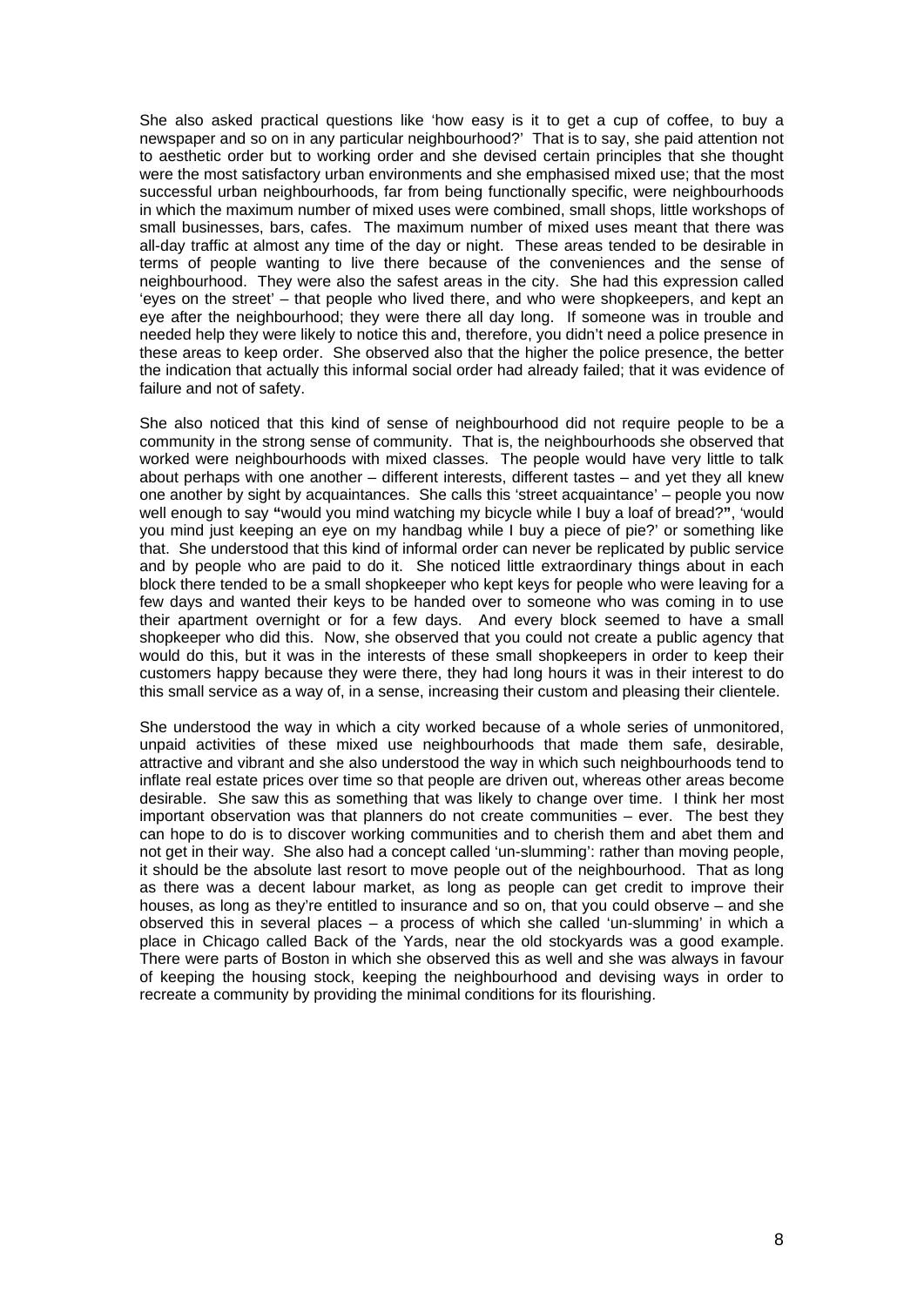She also asked practical questions like 'how easy is it to get a cup of coffee, to buy a newspaper and so on in any particular neighbourhood?' That is to say, she paid attention not to aesthetic order but to working order and she devised certain principles that she thought were the most satisfactory urban environments and she emphasised mixed use; that the most successful urban neighbourhoods, far from being functionally specific, were neighbourhoods in which the maximum number of mixed uses were combined, small shops, little workshops of small businesses, bars, cafes. The maximum number of mixed uses meant that there was all-day traffic at almost any time of the day or night. These areas tended to be desirable in terms of people wanting to live there because of the conveniences and the sense of neighbourhood. They were also the safest areas in the city. She had this expression called 'eyes on the street' – that people who lived there, and who were shopkeepers, and kept an eye after the neighbourhood; they were there all day long. If someone was in trouble and needed help they were likely to notice this and, therefore, you didn't need a police presence in these areas to keep order. She observed also that the higher the police presence, the better the indication that actually this informal social order had already failed; that it was evidence of failure and not of safety.

She also noticed that this kind of sense of neighbourhood did not require people to be a community in the strong sense of community. That is, the neighbourhoods she observed that worked were neighbourhoods with mixed classes. The people would have very little to talk about perhaps with one another – different interests, different tastes – and yet they all knew one another by sight by acquaintances. She calls this 'street acquaintance' – people you now well enough to say **"**would you mind watching my bicycle while I buy a loaf of bread?**"**, 'would you mind just keeping an eye on my handbag while I buy a piece of pie?' or something like that. She understood that this kind of informal order can never be replicated by public service and by people who are paid to do it. She noticed little extraordinary things about in each block there tended to be a small shopkeeper who kept keys for people who were leaving for a few days and wanted their keys to be handed over to someone who was coming in to use their apartment overnight or for a few days. And every block seemed to have a small shopkeeper who did this. Now, she observed that you could not create a public agency that would do this, but it was in the interests of these small shopkeepers in order to keep their customers happy because they were there, they had long hours it was in their interest to do this small service as a way of, in a sense, increasing their custom and pleasing their clientele.

She understood the way in which a city worked because of a whole series of unmonitored, unpaid activities of these mixed use neighbourhoods that made them safe, desirable, attractive and vibrant and she also understood the way in which such neighbourhoods tend to inflate real estate prices over time so that people are driven out, whereas other areas become desirable. She saw this as something that was likely to change over time. I think her most important observation was that planners do not create communities – ever. The best they can hope to do is to discover working communities and to cherish them and abet them and not get in their way. She also had a concept called 'un-slumming': rather than moving people, it should be the absolute last resort to move people out of the neighbourhood. That as long as there was a decent labour market, as long as people can get credit to improve their houses, as long as they're entitled to insurance and so on, that you could observe – and she observed this in several places – a process of which she called 'un-slumming' in which a place in Chicago called Back of the Yards, near the old stockyards was a good example. There were parts of Boston in which she observed this as well and she was always in favour of keeping the housing stock, keeping the neighbourhood and devising ways in order to recreate a community by providing the minimal conditions for its flourishing.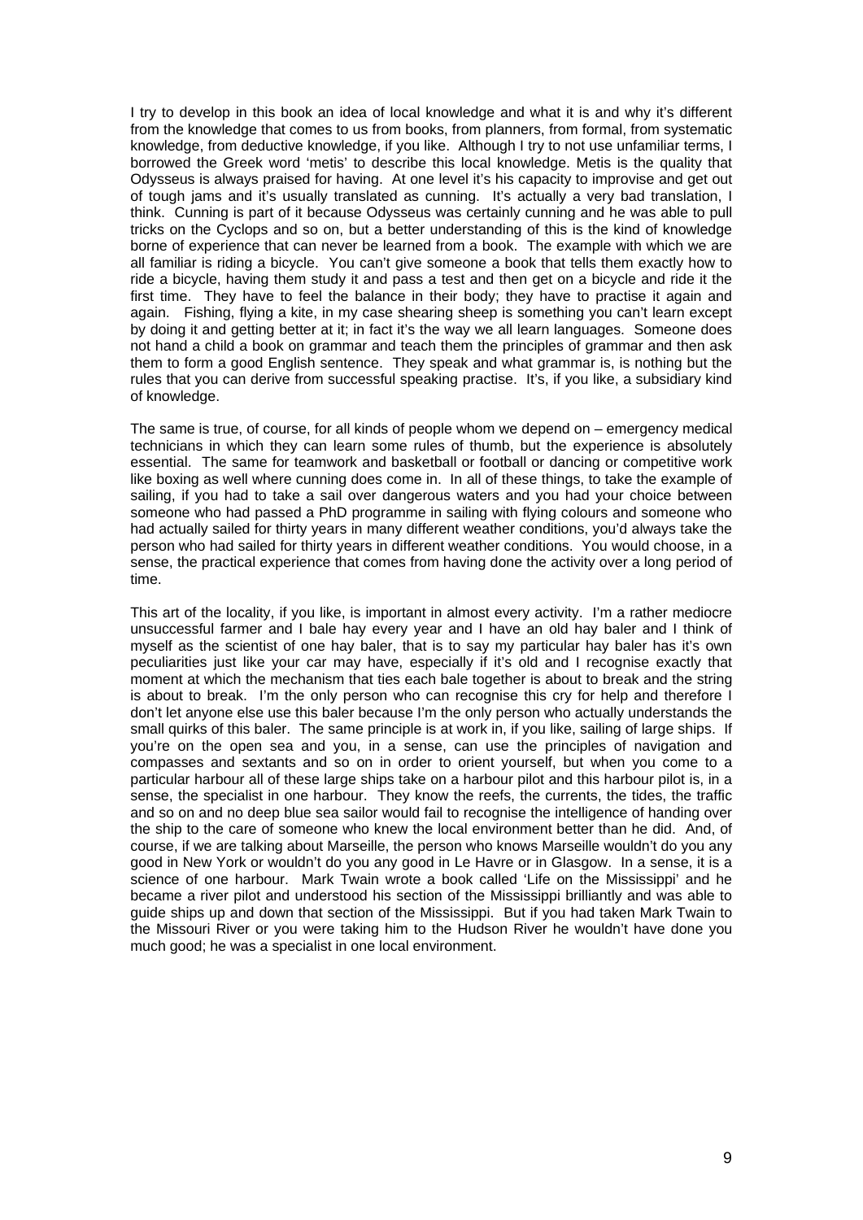I try to develop in this book an idea of local knowledge and what it is and why it's different from the knowledge that comes to us from books, from planners, from formal, from systematic knowledge, from deductive knowledge, if you like. Although I try to not use unfamiliar terms, I borrowed the Greek word 'metis' to describe this local knowledge. Metis is the quality that Odysseus is always praised for having. At one level it's his capacity to improvise and get out of tough jams and it's usually translated as cunning. It's actually a very bad translation, I think. Cunning is part of it because Odysseus was certainly cunning and he was able to pull tricks on the Cyclops and so on, but a better understanding of this is the kind of knowledge borne of experience that can never be learned from a book. The example with which we are all familiar is riding a bicycle. You can't give someone a book that tells them exactly how to ride a bicycle, having them study it and pass a test and then get on a bicycle and ride it the first time. They have to feel the balance in their body; they have to practise it again and again. Fishing, flying a kite, in my case shearing sheep is something you can't learn except by doing it and getting better at it; in fact it's the way we all learn languages. Someone does not hand a child a book on grammar and teach them the principles of grammar and then ask them to form a good English sentence. They speak and what grammar is, is nothing but the rules that you can derive from successful speaking practise. It's, if you like, a subsidiary kind of knowledge.

The same is true, of course, for all kinds of people whom we depend on – emergency medical technicians in which they can learn some rules of thumb, but the experience is absolutely essential. The same for teamwork and basketball or football or dancing or competitive work like boxing as well where cunning does come in. In all of these things, to take the example of sailing, if you had to take a sail over dangerous waters and you had your choice between someone who had passed a PhD programme in sailing with flying colours and someone who had actually sailed for thirty years in many different weather conditions, you'd always take the person who had sailed for thirty years in different weather conditions. You would choose, in a sense, the practical experience that comes from having done the activity over a long period of time.

This art of the locality, if you like, is important in almost every activity. I'm a rather mediocre unsuccessful farmer and I bale hay every year and I have an old hay baler and I think of myself as the scientist of one hay baler, that is to say my particular hay baler has it's own peculiarities just like your car may have, especially if it's old and I recognise exactly that moment at which the mechanism that ties each bale together is about to break and the string is about to break. I'm the only person who can recognise this cry for help and therefore I don't let anyone else use this baler because I'm the only person who actually understands the small quirks of this baler. The same principle is at work in, if you like, sailing of large ships. If you're on the open sea and you, in a sense, can use the principles of navigation and compasses and sextants and so on in order to orient yourself, but when you come to a particular harbour all of these large ships take on a harbour pilot and this harbour pilot is, in a sense, the specialist in one harbour. They know the reefs, the currents, the tides, the traffic and so on and no deep blue sea sailor would fail to recognise the intelligence of handing over the ship to the care of someone who knew the local environment better than he did. And, of course, if we are talking about Marseille, the person who knows Marseille wouldn't do you any good in New York or wouldn't do you any good in Le Havre or in Glasgow. In a sense, it is a science of one harbour. Mark Twain wrote a book called 'Life on the Mississippi' and he became a river pilot and understood his section of the Mississippi brilliantly and was able to guide ships up and down that section of the Mississippi. But if you had taken Mark Twain to the Missouri River or you were taking him to the Hudson River he wouldn't have done you much good; he was a specialist in one local environment.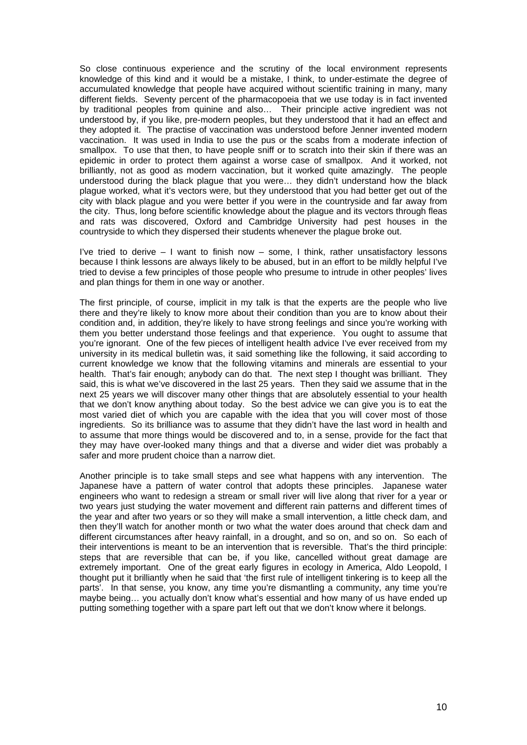So close continuous experience and the scrutiny of the local environment represents knowledge of this kind and it would be a mistake, I think, to under-estimate the degree of accumulated knowledge that people have acquired without scientific training in many, many different fields. Seventy percent of the pharmacopoeia that we use today is in fact invented by traditional peoples from quinine and also… Their principle active ingredient was not understood by, if you like, pre-modern peoples, but they understood that it had an effect and they adopted it. The practise of vaccination was understood before Jenner invented modern vaccination. It was used in India to use the pus or the scabs from a moderate infection of smallpox. To use that then, to have people sniff or to scratch into their skin if there was an epidemic in order to protect them against a worse case of smallpox. And it worked, not brilliantly, not as good as modern vaccination, but it worked quite amazingly. The people understood during the black plague that you were… they didn't understand how the black plague worked, what it's vectors were, but they understood that you had better get out of the city with black plague and you were better if you were in the countryside and far away from the city. Thus, long before scientific knowledge about the plague and its vectors through fleas and rats was discovered, Oxford and Cambridge University had pest houses in the countryside to which they dispersed their students whenever the plague broke out.

I've tried to derive – I want to finish now – some, I think, rather unsatisfactory lessons because I think lessons are always likely to be abused, but in an effort to be mildly helpful I've tried to devise a few principles of those people who presume to intrude in other peoples' lives and plan things for them in one way or another.

The first principle, of course, implicit in my talk is that the experts are the people who live there and they're likely to know more about their condition than you are to know about their condition and, in addition, they're likely to have strong feelings and since you're working with them you better understand those feelings and that experience. You ought to assume that you're ignorant. One of the few pieces of intelligent health advice I've ever received from my university in its medical bulletin was, it said something like the following, it said according to current knowledge we know that the following vitamins and minerals are essential to your health. That's fair enough; anybody can do that. The next step I thought was brilliant. They said, this is what we've discovered in the last 25 years. Then they said we assume that in the next 25 years we will discover many other things that are absolutely essential to your health that we don't know anything about today. So the best advice we can give you is to eat the most varied diet of which you are capable with the idea that you will cover most of those ingredients. So its brilliance was to assume that they didn't have the last word in health and to assume that more things would be discovered and to, in a sense, provide for the fact that they may have over-looked many things and that a diverse and wider diet was probably a safer and more prudent choice than a narrow diet.

Another principle is to take small steps and see what happens with any intervention. The Japanese have a pattern of water control that adopts these principles. Japanese water engineers who want to redesign a stream or small river will live along that river for a year or two years just studying the water movement and different rain patterns and different times of the year and after two years or so they will make a small intervention, a little check dam, and then they'll watch for another month or two what the water does around that check dam and different circumstances after heavy rainfall, in a drought, and so on, and so on. So each of their interventions is meant to be an intervention that is reversible. That's the third principle: steps that are reversible that can be, if you like, cancelled without great damage are extremely important. One of the great early figures in ecology in America, Aldo Leopold, I thought put it brilliantly when he said that 'the first rule of intelligent tinkering is to keep all the parts'. In that sense, you know, any time you're dismantling a community, any time you're maybe being… you actually don't know what's essential and how many of us have ended up putting something together with a spare part left out that we don't know where it belongs.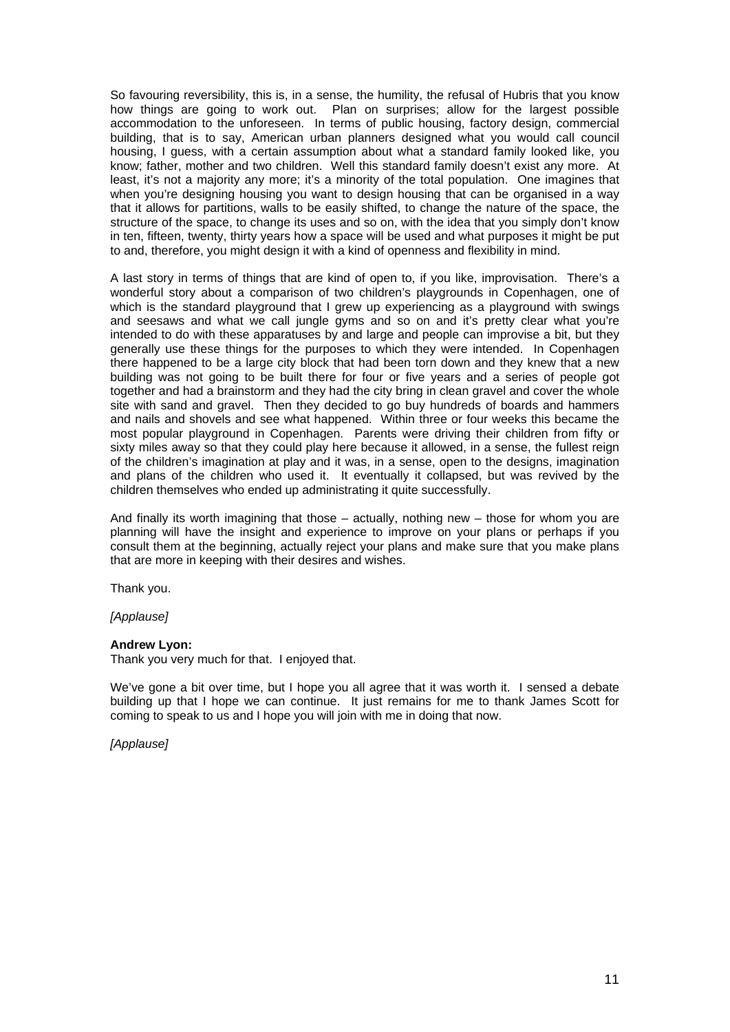So favouring reversibility, this is, in a sense, the humility, the refusal of Hubris that you know how things are going to work out. Plan on surprises; allow for the largest possible accommodation to the unforeseen. In terms of public housing, factory design, commercial building, that is to say, American urban planners designed what you would call council housing, I guess, with a certain assumption about what a standard family looked like, you know; father, mother and two children. Well this standard family doesn't exist any more. At least, it's not a majority any more; it's a minority of the total population. One imagines that when you're designing housing you want to design housing that can be organised in a way that it allows for partitions, walls to be easily shifted, to change the nature of the space, the structure of the space, to change its uses and so on, with the idea that you simply don't know in ten, fifteen, twenty, thirty years how a space will be used and what purposes it might be put to and, therefore, you might design it with a kind of openness and flexibility in mind.

A last story in terms of things that are kind of open to, if you like, improvisation. There's a wonderful story about a comparison of two children's playgrounds in Copenhagen, one of which is the standard playground that I grew up experiencing as a playground with swings and seesaws and what we call jungle gyms and so on and it's pretty clear what you're intended to do with these apparatuses by and large and people can improvise a bit, but they generally use these things for the purposes to which they were intended. In Copenhagen there happened to be a large city block that had been torn down and they knew that a new building was not going to be built there for four or five years and a series of people got together and had a brainstorm and they had the city bring in clean gravel and cover the whole site with sand and gravel. Then they decided to go buy hundreds of boards and hammers and nails and shovels and see what happened. Within three or four weeks this became the most popular playground in Copenhagen. Parents were driving their children from fifty or sixty miles away so that they could play here because it allowed, in a sense, the fullest reign of the children's imagination at play and it was, in a sense, open to the designs, imagination and plans of the children who used it. It eventually it collapsed, but was revived by the children themselves who ended up administrating it quite successfully.

And finally its worth imagining that those – actually, nothing new – those for whom you are planning will have the insight and experience to improve on your plans or perhaps if you consult them at the beginning, actually reject your plans and make sure that you make plans that are more in keeping with their desires and wishes.

Thank you.

*[Applause]*

**Andrew Lyon:**
Thank you very much for that. I enjoyed that.

We've gone a bit over time, but I hope you all agree that it was worth it. I sensed a debate building up that I hope we can continue. It just remains for me to thank James Scott for coming to speak to us and I hope you will join with me in doing that now.

*[Applause]*